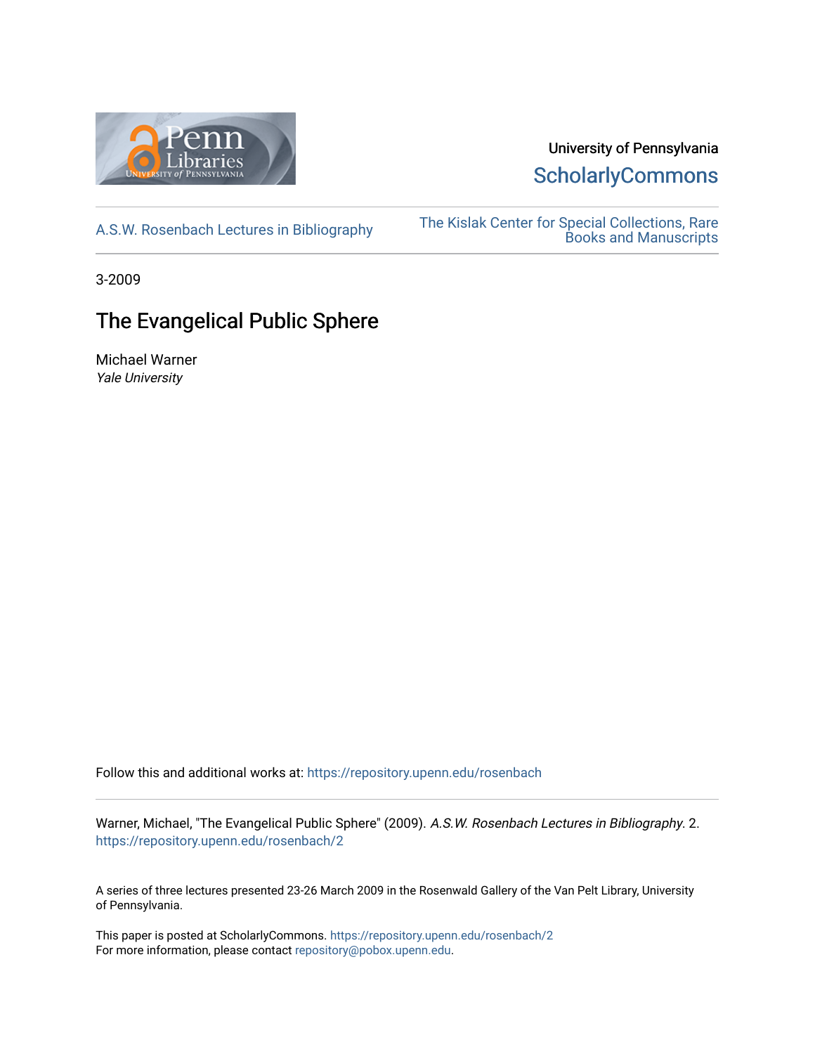University of Pennsylvania

ScholarlyCommons

A.S.W. Rosenbach Lectures in Bibliography

The Kislak Center for Special Collections, Rare Books and Manuscripts

3-2009

# The Evangelical Public Sphere

Michael Warner
*Yale University*

Follow this and additional works at: https://repository.upenn.edu/rosenbach

Warner, Michael, "The Evangelical Public Sphere" (2009). *A.S.W. Rosenbach Lectures in Bibliography*. 2.
https://repository.upenn.edu/rosenbach/2

A series of three lectures presented 23-26 March 2009 in the Rosenwald Gallery of the Van Pelt Library, University of Pennsylvania.

This paper is posted at ScholarlyCommons. https://repository.upenn.edu/rosenbach/2
For more information, please contact repository@pobox.upenn.edu.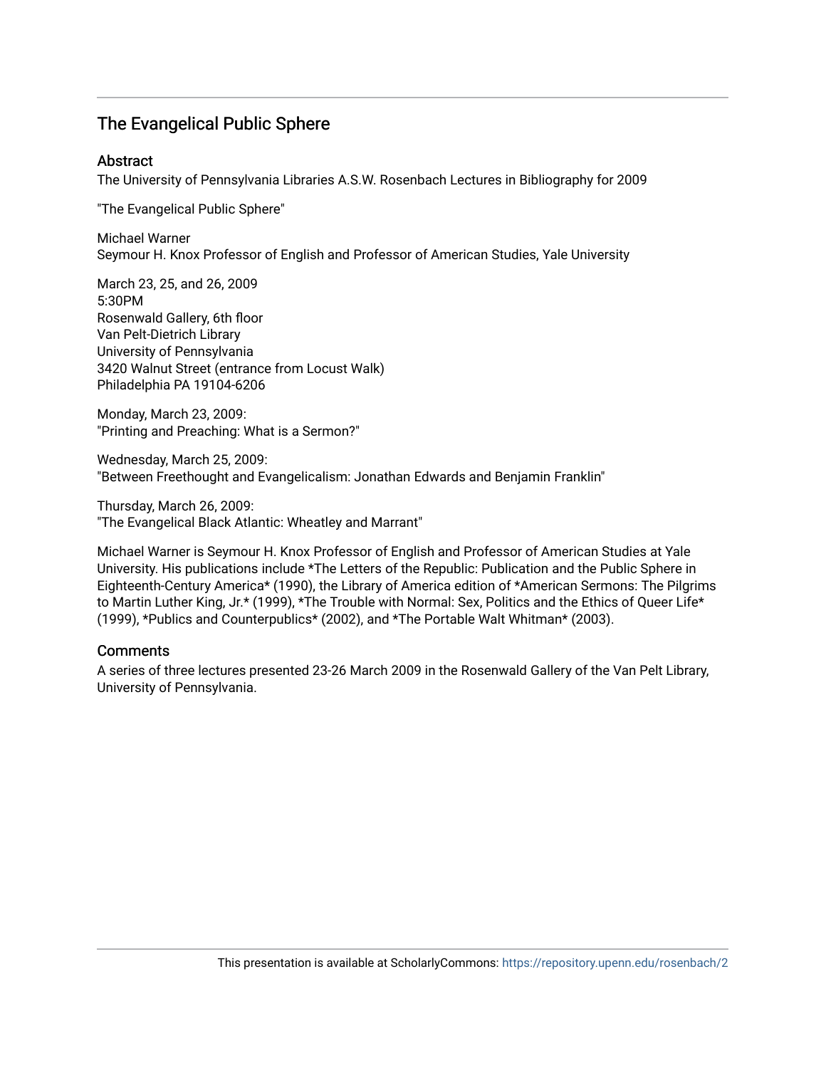# The Evangelical Public Sphere

## Abstract

The University of Pennsylvania Libraries A.S.W. Rosenbach Lectures in Bibliography for 2009

"The Evangelical Public Sphere"

Michael Warner
Seymour H. Knox Professor of English and Professor of American Studies, Yale University

March 23, 25, and 26, 2009
5:30PM
Rosenwald Gallery, 6th floor
Van Pelt-Dietrich Library
University of Pennsylvania
3420 Walnut Street (entrance from Locust Walk)
Philadelphia PA 19104-6206

Monday, March 23, 2009:
"Printing and Preaching: What is a Sermon?"

Wednesday, March 25, 2009:
"Between Freethought and Evangelicalism: Jonathan Edwards and Benjamin Franklin"

Thursday, March 26, 2009:
"The Evangelical Black Atlantic: Wheatley and Marrant"

Michael Warner is Seymour H. Knox Professor of English and Professor of American Studies at Yale University. His publications include *The Letters of the Republic: Publication and the Public Sphere in Eighteenth-Century America* (1990), the Library of America edition of *American Sermons: The Pilgrims to Martin Luther King, Jr.* (1999), *The Trouble with Normal: Sex, Politics and the Ethics of Queer Life* (1999), *Publics and Counterpublics* (2002), and *The Portable Walt Whitman* (2003).

## Comments

A series of three lectures presented 23-26 March 2009 in the Rosenwald Gallery of the Van Pelt Library, University of Pennsylvania.

This presentation is available at ScholarlyCommons: https://repository.upenn.edu/rosenbach/2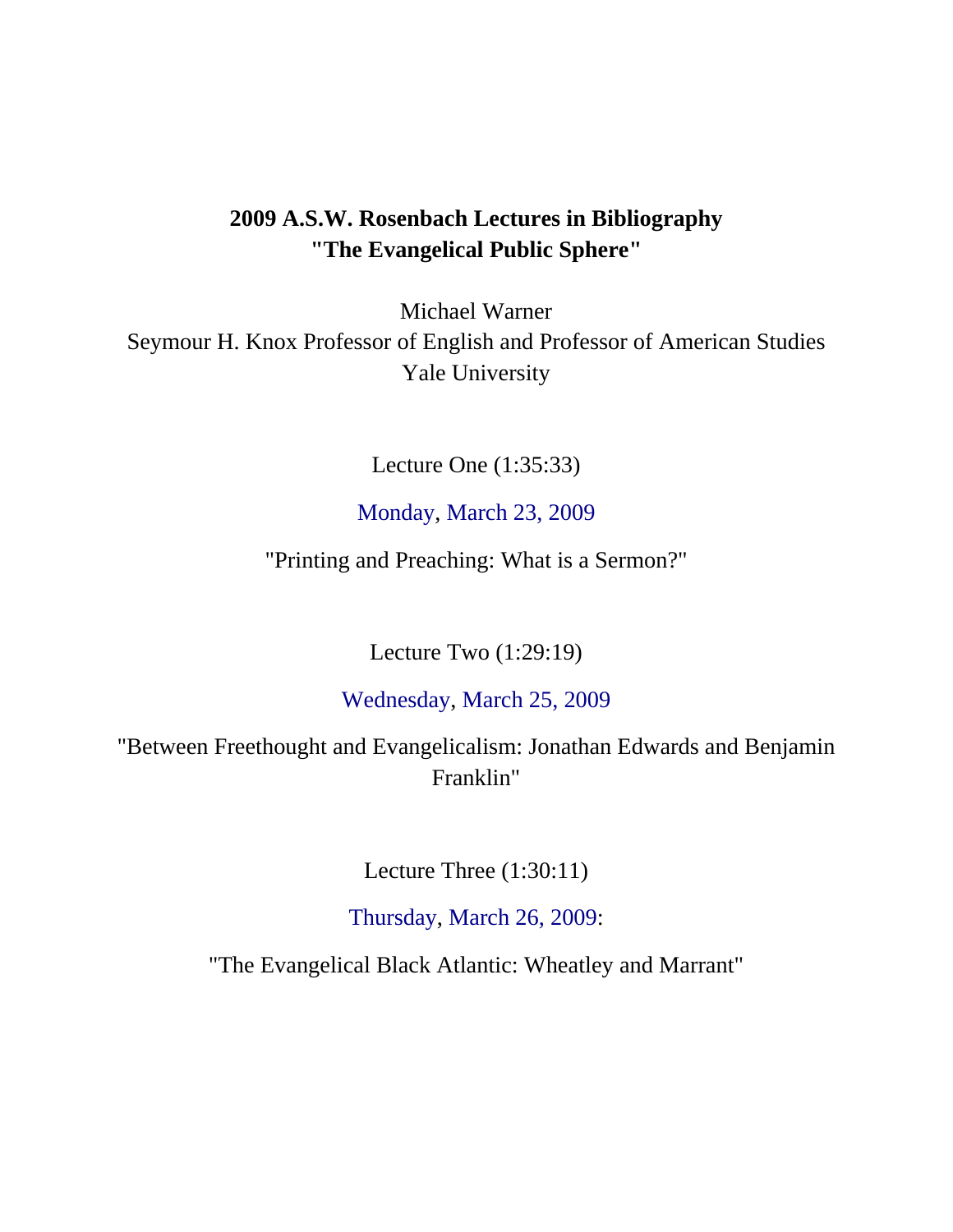**2009 A.S.W. Rosenbach Lectures in Bibliography**
**"The Evangelical Public Sphere"**

Michael Warner
Seymour H. Knox Professor of English and Professor of American Studies
Yale University

Lecture One (1:35:33)

Monday, March 23, 2009

"Printing and Preaching: What is a Sermon?"

Lecture Two (1:29:19)

Wednesday, March 25, 2009

"Between Freethought and Evangelicalism: Jonathan Edwards and Benjamin Franklin"

Lecture Three (1:30:11)

Thursday, March 26, 2009:

"The Evangelical Black Atlantic: Wheatley and Marrant"